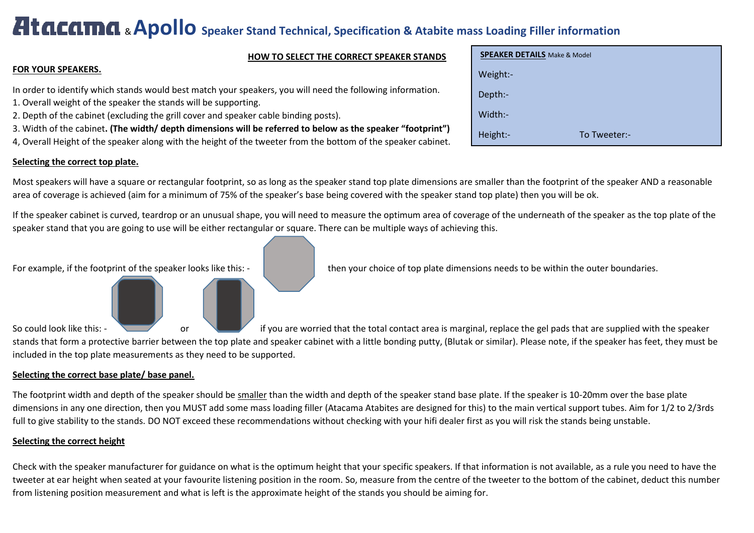# Atacama & Apollo Speaker Stand Technical, Specification & Atabite mass Loading Filler information

| **SPEAKER DETAILS** Make & Model | |
|---|---|
| Weight:- | |
| Depth:- | |
| Width:- | |
| Height:- | To Tweeter:- |

**HOW TO SELECT THE CORRECT SPEAKER STANDS FOR YOUR SPEAKERS.**

In order to identify which stands would best match your speakers, you will need the following information.

1. Overall weight of the speaker the stands will be supporting.
2. Depth of the cabinet (excluding the grill cover and speaker cable binding posts).
3. Width of the cabinet**. (The width/ depth dimensions will be referred to below as the speaker "footprint")**
4, Overall Height of the speaker along with the height of the tweeter from the bottom of the speaker cabinet.

**Selecting the correct top plate.**

Most speakers will have a square or rectangular footprint, so as long as the speaker stand top plate dimensions are smaller than the footprint of the speaker AND a reasonable area of coverage is achieved (aim for a minimum of 75% of the speaker's base being covered with the speaker stand top plate) then you will be ok.

If the speaker cabinet is curved, teardrop or an unusual shape, you will need to measure the optimum area of coverage of the underneath of the speaker as the top plate of the speaker stand that you are going to use will be either rectangular or square. There can be multiple ways of achieving this.

For example, if the footprint of the speaker looks like this: - then your choice of top plate dimensions needs to be within the outer boundaries.

So could look like this: - or if you are worried that the total contact area is marginal, replace the gel pads that are supplied with the speaker stands that form a protective barrier between the top plate and speaker cabinet with a little bonding putty, (Blutak or similar). Please note, if the speaker has feet, they must be included in the top plate measurements as they need to be supported.

**Selecting the correct base plate/ base panel.**

The footprint width and depth of the speaker should be smaller than the width and depth of the speaker stand base plate. If the speaker is 10-20mm over the base plate dimensions in any one direction, then you MUST add some mass loading filler (Atacama Atabites are designed for this) to the main vertical support tubes. Aim for 1/2 to 2/3rds full to give stability to the stands. DO NOT exceed these recommendations without checking with your hifi dealer first as you will risk the stands being unstable.

**Selecting the correct height**

Check with the speaker manufacturer for guidance on what is the optimum height that your specific speakers. If that information is not available, as a rule you need to have the tweeter at ear height when seated at your favourite listening position in the room. So, measure from the centre of the tweeter to the bottom of the cabinet, deduct this number from listening position measurement and what is left is the approximate height of the stands you should be aiming for.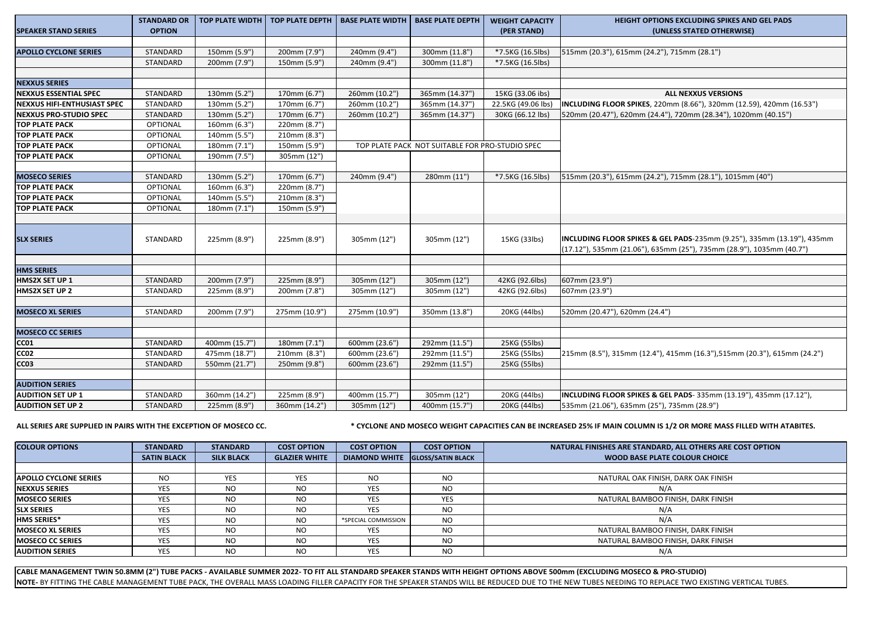| SPEAKER STAND SERIES | STANDARD OR OPTION | TOP PLATE WIDTH | TOP PLATE DEPTH | BASE PLATE WIDTH | BASE PLATE DEPTH | WEIGHT CAPACITY (PER STAND) | HEIGHT OPTIONS EXCLUDING SPIKES AND GEL PADS (UNLESS STATED OTHERWISE) |
|---|---|---|---|---|---|---|---|
| | | | | | | | |
| **APOLLO CYCLONE SERIES** | STANDARD | 150mm (5.9") | 200mm (7.9") | 240mm (9.4") | 300mm (11.8") | *7.5KG (16.5lbs) | 515mm (20.3"), 615mm (24.2"), 715mm (28.1") |
| | STANDARD | 200mm (7.9") | 150mm (5.9") | 240mm (9.4") | 300mm (11.8") | *7.5KG (16.5lbs) | |
| | | | | | | | |
| **NEXXUS SERIES** | | | | | | | |
| **NEXXUS ESSENTIAL SPEC** | STANDARD | 130mm (5.2") | 170mm (6.7") | 260mm (10.2") | 365mm (14.37") | 15KG (33.06 ibs) | **ALL NEXXUS VERSIONS** |
| **NEXXUS HIFI-ENTHUSIAST SPEC** | STANDARD | 130mm (5.2") | 170mm (6.7") | 260mm (10.2") | 365mm (14.37") | 22.5KG (49.06 lbs) | **INCLUDING FLOOR SPIKES**, 220mm (8.66"), 320mm (12.59), 420mm (16.53") |
| **NEXXUS PRO-STUDIO SPEC** | STANDARD | 130mm (5.2") | 170mm (6.7") | 260mm (10.2") | 365mm (14.37") | 30KG (66.12 lbs) | 520mm (20.47"), 620mm (24.4"), 720mm (28.34"), 1020mm (40.15") |
| **TOP PLATE PACK** | OPTIONAL | 160mm (6.3") | 220mm (8.7") | | | | |
| **TOP PLATE PACK** | OPTIONAL | 140mm (5.5") | 210mm (8.3") | | | | |
| **TOP PLATE PACK** | OPTIONAL | 180mm (7.1") | 150mm (5.9") | TOP PLATE PACK NOT SUITABLE FOR PRO-STUDIO SPEC | | | |
| **TOP PLATE PACK** | OPTIONAL | 190mm (7.5") | 305mm (12") | | | | |
| | | | | | | | |
| **MOSECO SERIES** | STANDARD | 130mm (5.2") | 170mm (6.7") | 240mm (9.4") | 280mm (11") | *7.5KG (16.5lbs) | 515mm (20.3"), 615mm (24.2"), 715mm (28.1"), 1015mm (40") |
| **TOP PLATE PACK** | OPTIONAL | 160mm (6.3") | 220mm (8.7") | | | | |
| **TOP PLATE PACK** | OPTIONAL | 140mm (5.5") | 210mm (8.3") | | | | |
| **TOP PLATE PACK** | OPTIONAL | 180mm (7.1") | 150mm (5.9") | | | | |
| | | | | | | | |
| **SLX SERIES** | STANDARD | 225mm (8.9") | 225mm (8.9") | 305mm (12") | 305mm (12") | 15KG (33lbs) | **INCLUDING FLOOR SPIKES & GEL PADS**-235mm (9.25"), 335mm (13.19"), 435mm (17.12"), 535mm (21.06"), 635mm (25"), 735mm (28.9"), 1035mm (40.7") |
| | | | | | | | |
| **HMS SERIES** | | | | | | | |
| **HMS2X SET UP 1** | STANDARD | 200mm (7.9") | 225mm (8.9") | 305mm (12") | 305mm (12") | 42KG (92.6lbs) | 607mm (23.9") |
| **HMS2X SET UP 2** | STANDARD | 225mm (8.9") | 200mm (7.8") | 305mm (12") | 305mm (12") | 42KG (92.6lbs) | 607mm (23.9") |
| | | | | | | | |
| **MOSECO XL SERIES** | STANDARD | 200mm (7.9") | 275mm (10.9") | 275mm (10.9") | 350mm (13.8") | 20KG (44lbs) | 520mm (20.47"), 620mm (24.4") |
| | | | | | | | |
| **MOSECO CC SERIES** | | | | | | | |
| **CC01** | STANDARD | 400mm (15.7") | 180mm (7.1") | 600mm (23.6") | 292mm (11.5") | 25KG (55lbs) | |
| **CC02** | STANDARD | 475mm (18.7") | 210mm (8.3") | 600mm (23.6") | 292mm (11.5") | 25KG (55lbs) | 215mm (8.5"), 315mm (12.4"), 415mm (16.3"),515mm (20.3"), 615mm (24.2") |
| **CC03** | STANDARD | 550mm (21.7") | 250mm (9.8") | 600mm (23.6") | 292mm (11.5") | 25KG (55lbs) | |
| | | | | | | | |
| **AUDITION SERIES** | | | | | | | |
| **AUDITION SET UP 1** | STANDARD | 360mm (14.2") | 225mm (8.9") | 400mm (15.7") | 305mm (12") | 20KG (44lbs) | **INCLUDING FLOOR SPIKES & GEL PADS**- 335mm (13.19"), 435mm (17.12"), |
| **AUDITION SET UP 2** | STANDARD | 225mm (8.9") | 360mm (14.2") | 305mm (12") | 400mm (15.7") | 20KG (44lbs) | 535mm (21.06"), 635mm (25"), 735mm (28.9") |

**ALL SERIES ARE SUPPLIED IN PAIRS WITH THE EXCEPTION OF MOSECO CC.**

**\* CYCLONE AND MOSECO WEIGHT CAPACITIES CAN BE INCREASED 25% IF MAIN COLUMN IS 1/2 OR MORE MASS FILLED WITH ATABITES.**

| COLOUR OPTIONS | STANDARD | STANDARD | COST OPTION | COST OPTION | COST OPTION | NATURAL FINISHES ARE STANDARD, ALL OTHERS ARE COST OPTION |
|---|---|---|---|---|---|---|
| | SATIN BLACK | SILK BLACK | GLAZIER WHITE | DIAMOND WHITE | GLOSS/SATIN BLACK | WOOD BASE PLATE COLOUR CHOICE |
| | | | | | | |
| **APOLLO CYCLONE SERIES** | NO | YES | YES | NO | NO | NATURAL OAK FINISH, DARK OAK FINISH |
| **NEXXUS SERIES** | YES | NO | NO | YES | NO | N/A |
| **MOSECO SERIES** | YES | NO | NO | YES | YES | NATURAL BAMBOO FINISH, DARK FINISH |
| **SLX SERIES** | YES | NO | NO | YES | NO | N/A |
| **HMS SERIES*** | YES | NO | NO | *SPECIAL COMMISSION | NO | N/A |
| **MOSECO XL SERIES** | YES | NO | NO | YES | NO | NATURAL BAMBOO FINISH, DARK FINISH |
| **MOSECO CC SERIES** | YES | NO | NO | YES | NO | NATURAL BAMBOO FINISH, DARK FINISH |
| **AUDITION SERIES** | YES | NO | NO | YES | NO | N/A |

**CABLE MANAGEMENT TWIN 50.8MM (2") TUBE PACKS - AVAILABLE SUMMER 2022- TO FIT ALL STANDARD SPEAKER STANDS WITH HEIGHT OPTIONS ABOVE 500mm (EXCLUDING MOSECO & PRO-STUDIO)**

**NOTE-** BY FITTING THE CABLE MANAGEMENT TUBE PACK, THE OVERALL MASS LOADING FILLER CAPACITY FOR THE SPEAKER STANDS WILL BE REDUCED DUE TO THE NEW TUBES NEEDING TO REPLACE TWO EXISTING VERTICAL TUBES.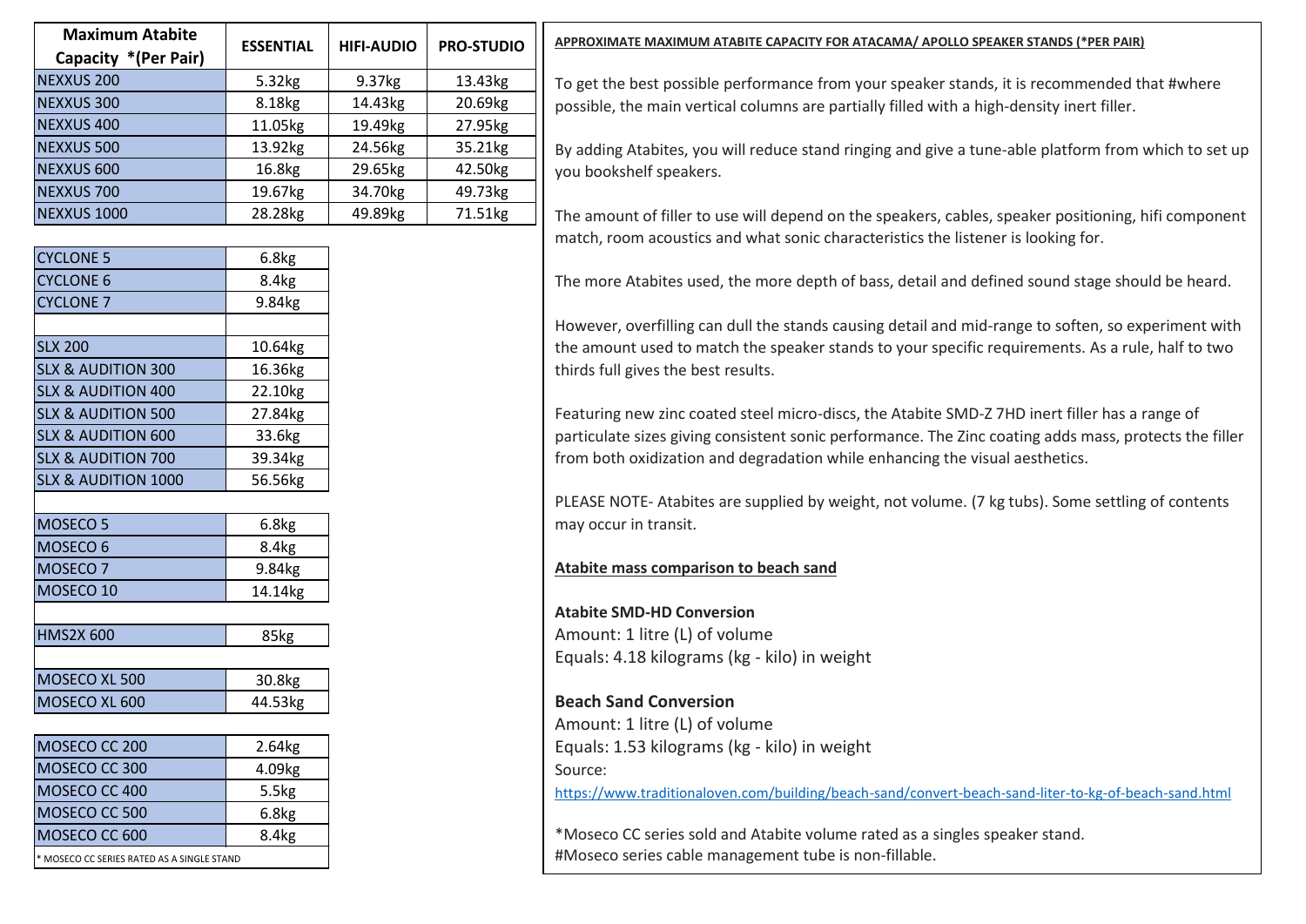| Maximum Atabite Capacity *(Per Pair) | ESSENTIAL | HIFI-AUDIO | PRO-STUDIO |
|---|---|---|---|
| NEXXUS 200 | 5.32kg | 9.37kg | 13.43kg |
| NEXXUS 300 | 8.18kg | 14.43kg | 20.69kg |
| NEXXUS 400 | 11.05kg | 19.49kg | 27.95kg |
| NEXXUS 500 | 13.92kg | 24.56kg | 35.21kg |
| NEXXUS 600 | 16.8kg | 29.65kg | 42.50kg |
| NEXXUS 700 | 19.67kg | 34.70kg | 49.73kg |
| NEXXUS 1000 | 28.28kg | 49.89kg | 71.51kg |

| | |
|---|---|
| CYCLONE 5 | 6.8kg |
| CYCLONE 6 | 8.4kg |
| CYCLONE 7 | 9.84kg |
| | |
| SLX 200 | 10.64kg |
| SLX & AUDITION 300 | 16.36kg |
| SLX & AUDITION 400 | 22.10kg |
| SLX & AUDITION 500 | 27.84kg |
| SLX & AUDITION 600 | 33.6kg |
| SLX & AUDITION 700 | 39.34kg |
| SLX & AUDITION 1000 | 56.56kg |
| | |
| MOSECO 5 | 6.8kg |
| MOSECO 6 | 8.4kg |
| MOSECO 7 | 9.84kg |
| MOSECO 10 | 14.14kg |
| | |
| HMS2X 600 | 85kg |
| | |
| MOSECO XL 500 | 30.8kg |
| MOSECO XL 600 | 44.53kg |

| | |
|---|---|
| MOSECO CC 200 | 2.64kg |
| MOSECO CC 300 | 4.09kg |
| MOSECO CC 400 | 5.5kg |
| MOSECO CC 500 | 6.8kg |
| MOSECO CC 600 | 8.4kg |

* MOSECO CC SERIES RATED AS A SINGLE STAND

**APPROXIMATE MAXIMUM ATABITE CAPACITY FOR ATACAMA/ APOLLO SPEAKER STANDS (*PER PAIR)**

To get the best possible performance from your speaker stands, it is recommended that #where possible, the main vertical columns are partially filled with a high-density inert filler.

By adding Atabites, you will reduce stand ringing and give a tune-able platform from which to set up you bookshelf speakers.

The amount of filler to use will depend on the speakers, cables, speaker positioning, hifi component match, room acoustics and what sonic characteristics the listener is looking for.

The more Atabites used, the more depth of bass, detail and defined sound stage should be heard.

However, overfilling can dull the stands causing detail and mid-range to soften, so experiment with the amount used to match the speaker stands to your specific requirements. As a rule, half to two thirds full gives the best results.

Featuring new zinc coated steel micro-discs, the Atabite SMD-Z 7HD inert filler has a range of particulate sizes giving consistent sonic performance. The Zinc coating adds mass, protects the filler from both oxidization and degradation while enhancing the visual aesthetics.

PLEASE NOTE- Atabites are supplied by weight, not volume. (7 kg tubs). Some settling of contents may occur in transit.

**Atabite mass comparison to beach sand**

**Atabite SMD-HD Conversion**
Amount: 1 litre (L) of volume
Equals: 4.18 kilograms (kg - kilo) in weight

**Beach Sand Conversion**
Amount: 1 litre (L) of volume
Equals: 1.53 kilograms (kg - kilo) in weight
Source:
https://www.traditionaloven.com/building/beach-sand/convert-beach-sand-liter-to-kg-of-beach-sand.html

*Moseco CC series sold and Atabite volume rated as a singles speaker stand.
#Moseco series cable management tube is non-fillable.